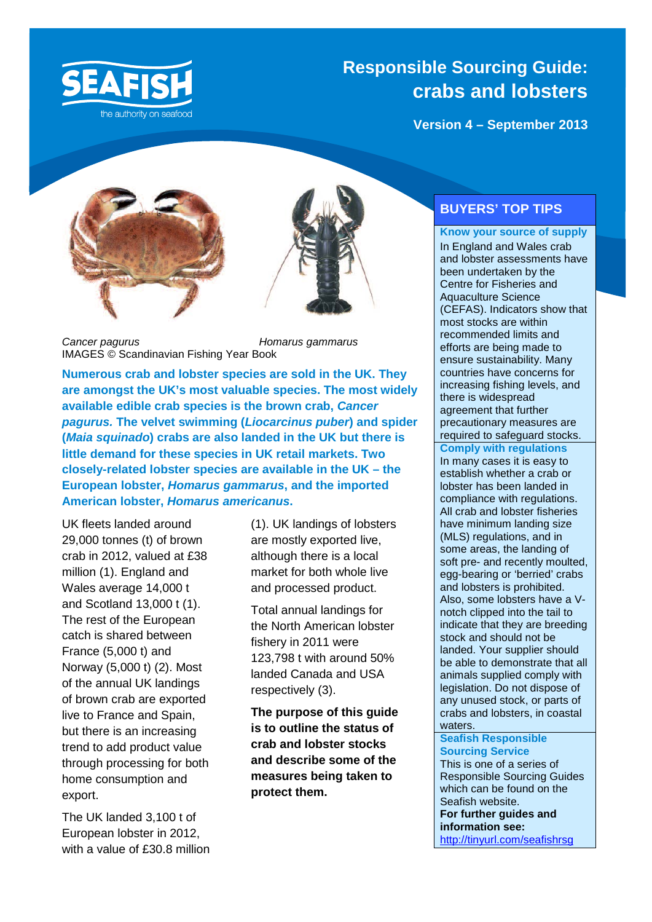SEAFISH
the authority on seafood

# Responsible Sourcing Guide: crabs and lobsters

**Version 4 – September 2013**

*Cancer pagurus* *Homarus gammarus*
IMAGES © Scandinavian Fishing Year Book

**Numerous crab and lobster species are sold in the UK. They are amongst the UK's most valuable species. The most widely available edible crab species is the brown crab, *Cancer pagurus.* The velvet swimming (*Liocarcinus puber*) and spider (*Maia squinado*) crabs are also landed in the UK but there is little demand for these species in UK retail markets. Two closely-related lobster species are available in the UK – the European lobster, *Homarus gammarus*, and the imported American lobster, *Homarus americanus*.**

UK fleets landed around 29,000 tonnes (t) of brown crab in 2012, valued at £38 million (1). England and Wales average 14,000 t and Scotland 13,000 t (1). The rest of the European catch is shared between France (5,000 t) and Norway (5,000 t) (2). Most of the annual UK landings of brown crab are exported live to France and Spain, but there is an increasing trend to add product value through processing for both home consumption and export.

The UK landed 3,100 t of European lobster in 2012, with a value of £30.8 million (1). UK landings of lobsters are mostly exported live, although there is a local market for both whole live and processed product.

Total annual landings for the North American lobster fishery in 2011 were 123,798 t with around 50% landed Canada and USA respectively (3).

**The purpose of this guide is to outline the status of crab and lobster stocks and describe some of the measures being taken to protect them.**

## BUYERS' TOP TIPS

**Know your source of supply**

In England and Wales crab and lobster assessments have been undertaken by the Centre for Fisheries and Aquaculture Science (CEFAS). Indicators show that most stocks are within recommended limits and efforts are being made to ensure sustainability. Many countries have concerns for increasing fishing levels, and there is widespread agreement that further precautionary measures are required to safeguard stocks.

**Comply with regulations**

In many cases it is easy to establish whether a crab or lobster has been landed in compliance with regulations. All crab and lobster fisheries have minimum landing size (MLS) regulations, and in some areas, the landing of soft pre- and recently moulted, egg-bearing or 'berried' crabs and lobsters is prohibited. Also, some lobsters have a V-notch clipped into the tail to indicate that they are breeding stock and should not be landed. Your supplier should be able to demonstrate that all animals supplied comply with legislation. Do not dispose of any unused stock, or parts of crabs and lobsters, in coastal waters.

**Seafish Responsible Sourcing Service**

This is one of a series of Responsible Sourcing Guides which can be found on the Seafish website.

**For further guides and information see:**
http://tinyurl.com/seafishrsg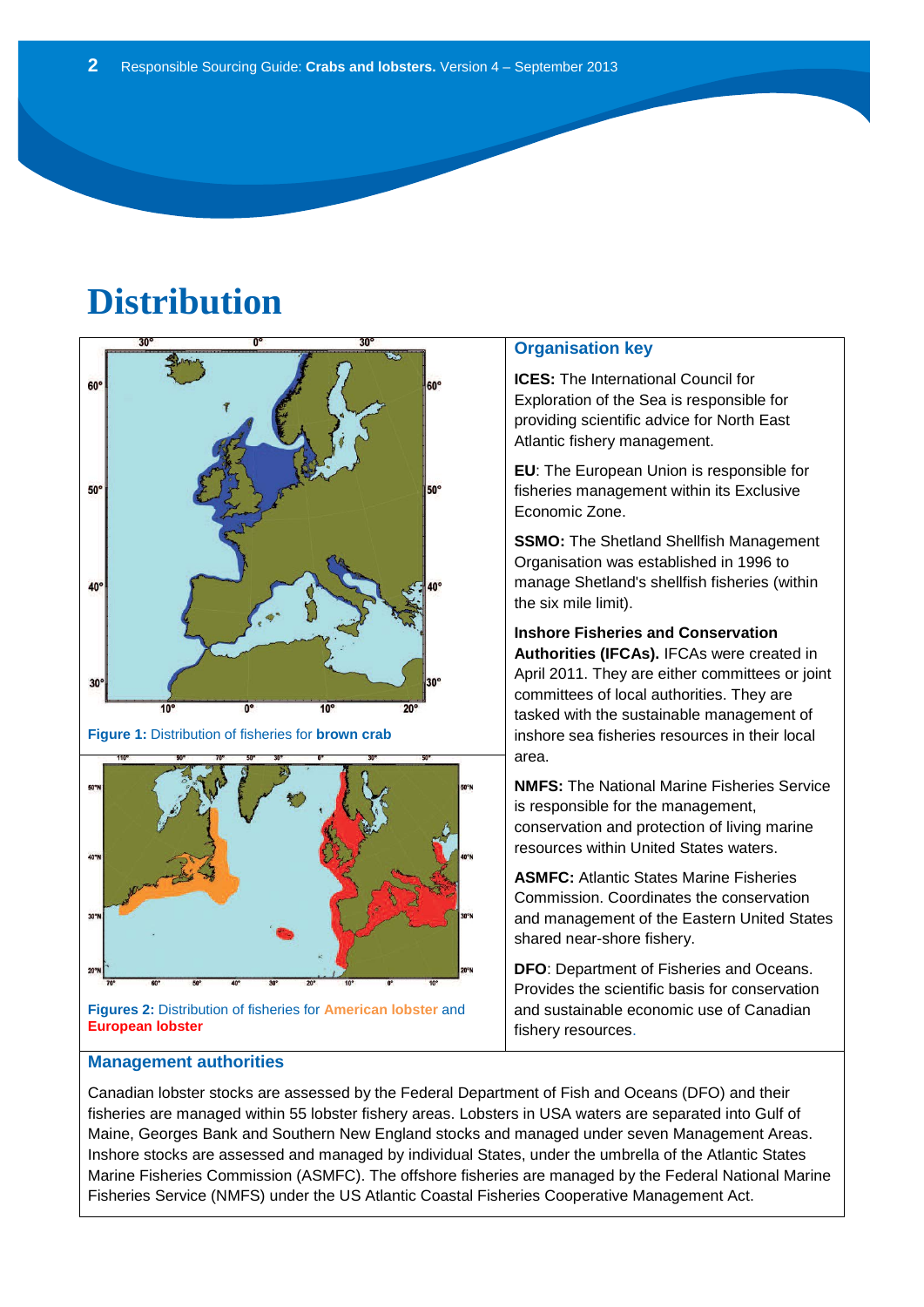# Distribution

Figure 1: Distribution of fisheries for **brown crab**

Figures 2: Distribution of fisheries for **American lobster** and **European lobster**

## Organisation key

**ICES:** The International Council for Exploration of the Sea is responsible for providing scientific advice for North East Atlantic fishery management.

**EU**: The European Union is responsible for fisheries management within its Exclusive Economic Zone.

**SSMO:** The Shetland Shellfish Management Organisation was established in 1996 to manage Shetland's shellfish fisheries (within the six mile limit).

**Inshore Fisheries and Conservation Authorities (IFCAs).** IFCAs were created in April 2011. They are either committees or joint committees of local authorities. They are tasked with the sustainable management of inshore sea fisheries resources in their local area.

**NMFS:** The National Marine Fisheries Service is responsible for the management, conservation and protection of living marine resources within United States waters.

**ASMFC:** Atlantic States Marine Fisheries Commission. Coordinates the conservation and management of the Eastern United States shared near-shore fishery.

**DFO**: Department of Fisheries and Oceans. Provides the scientific basis for conservation and sustainable economic use of Canadian fishery resources.

## Management authorities

Canadian lobster stocks are assessed by the Federal Department of Fish and Oceans (DFO) and their fisheries are managed within 55 lobster fishery areas. Lobsters in USA waters are separated into Gulf of Maine, Georges Bank and Southern New England stocks and managed under seven Management Areas. Inshore stocks are assessed and managed by individual States, under the umbrella of the Atlantic States Marine Fisheries Commission (ASMFC). The offshore fisheries are managed by the Federal National Marine Fisheries Service (NMFS) under the US Atlantic Coastal Fisheries Cooperative Management Act.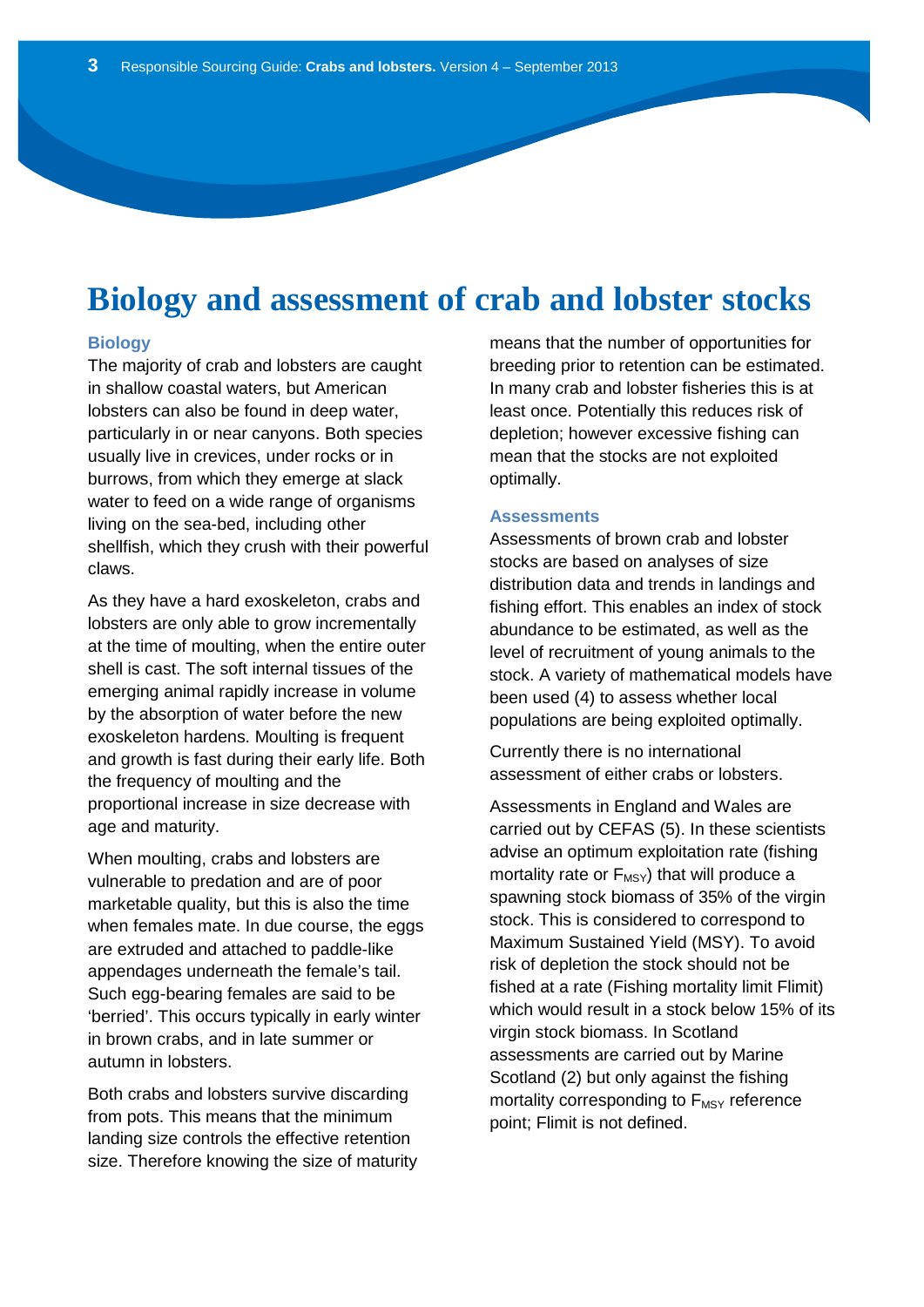# Biology and assessment of crab and lobster stocks

## Biology

The majority of crab and lobsters are caught in shallow coastal waters, but American lobsters can also be found in deep water, particularly in or near canyons. Both species usually live in crevices, under rocks or in burrows, from which they emerge at slack water to feed on a wide range of organisms living on the sea-bed, including other shellfish, which they crush with their powerful claws.

As they have a hard exoskeleton, crabs and lobsters are only able to grow incrementally at the time of moulting, when the entire outer shell is cast. The soft internal tissues of the emerging animal rapidly increase in volume by the absorption of water before the new exoskeleton hardens. Moulting is frequent and growth is fast during their early life. Both the frequency of moulting and the proportional increase in size decrease with age and maturity.

When moulting, crabs and lobsters are vulnerable to predation and are of poor marketable quality, but this is also the time when females mate. In due course, the eggs are extruded and attached to paddle-like appendages underneath the female's tail. Such egg-bearing females are said to be 'berried'. This occurs typically in early winter in brown crabs, and in late summer or autumn in lobsters.

Both crabs and lobsters survive discarding from pots. This means that the minimum landing size controls the effective retention size. Therefore knowing the size of maturity means that the number of opportunities for breeding prior to retention can be estimated. In many crab and lobster fisheries this is at least once. Potentially this reduces risk of depletion; however excessive fishing can mean that the stocks are not exploited optimally.

## Assessments

Assessments of brown crab and lobster stocks are based on analyses of size distribution data and trends in landings and fishing effort. This enables an index of stock abundance to be estimated, as well as the level of recruitment of young animals to the stock. A variety of mathematical models have been used (4) to assess whether local populations are being exploited optimally.

Currently there is no international assessment of either crabs or lobsters.

Assessments in England and Wales are carried out by CEFAS (5). In these scientists advise an optimum exploitation rate (fishing mortality rate or $F_{MSY}$) that will produce a spawning stock biomass of 35% of the virgin stock. This is considered to correspond to Maximum Sustained Yield (MSY). To avoid risk of depletion the stock should not be fished at a rate (Fishing mortality limit Flimit) which would result in a stock below 15% of its virgin stock biomass. In Scotland assessments are carried out by Marine Scotland (2) but only against the fishing mortality corresponding to $F_{MSY}$ reference point; Flimit is not defined.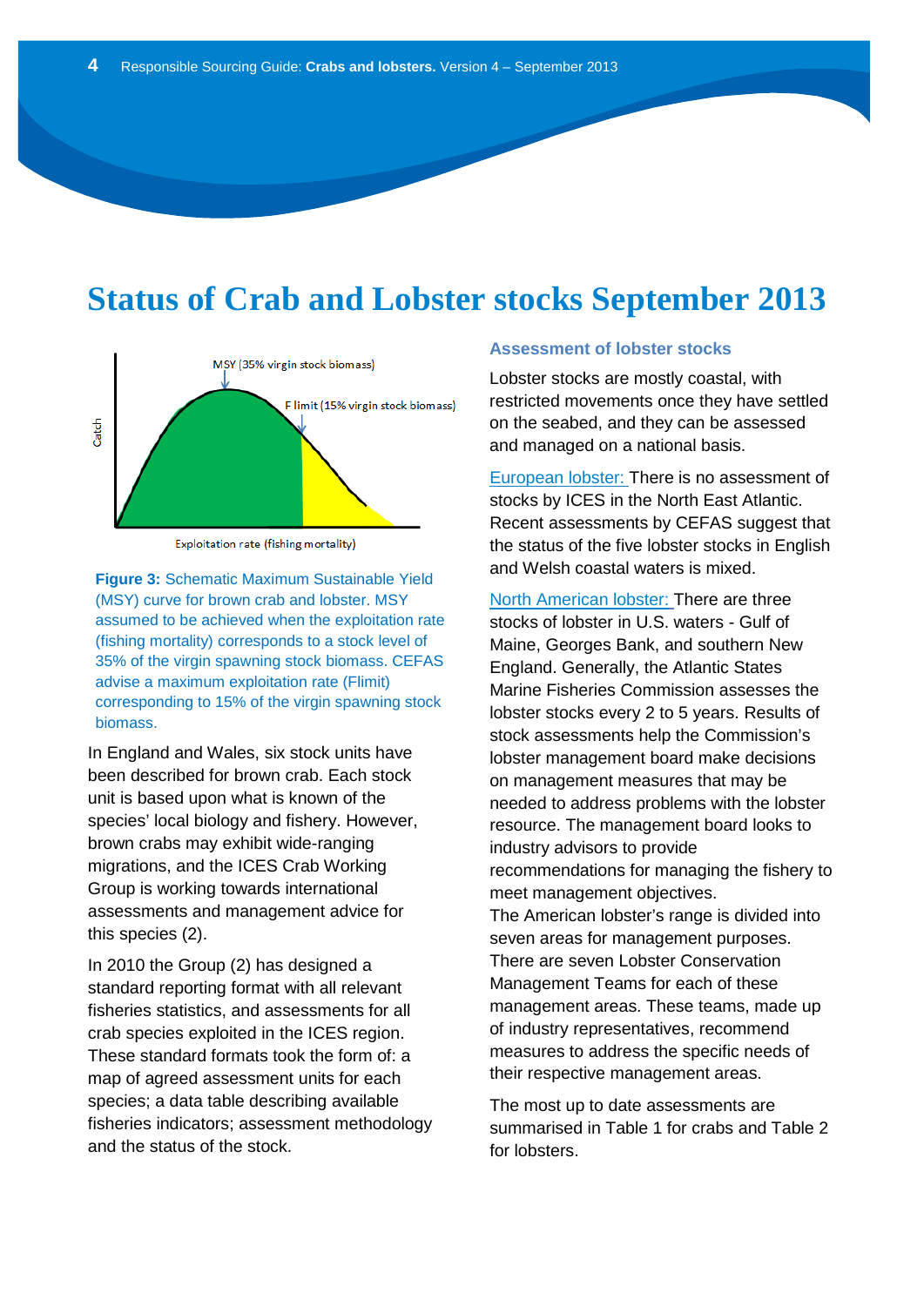# Status of Crab and Lobster stocks September 2013

**Figure 3:** Schematic Maximum Sustainable Yield (MSY) curve for brown crab and lobster. MSY assumed to be achieved when the exploitation rate (fishing mortality) corresponds to a stock level of 35% of the virgin spawning stock biomass. CEFAS advise a maximum exploitation rate (Flimit) corresponding to 15% of the virgin spawning stock biomass.

In England and Wales, six stock units have been described for brown crab. Each stock unit is based upon what is known of the species' local biology and fishery. However, brown crabs may exhibit wide-ranging migrations, and the ICES Crab Working Group is working towards international assessments and management advice for this species (2).

In 2010 the Group (2) has designed a standard reporting format with all relevant fisheries statistics, and assessments for all crab species exploited in the ICES region. These standard formats took the form of: a map of agreed assessment units for each species; a data table describing available fisheries indicators; assessment methodology and the status of the stock.

### Assessment of lobster stocks

Lobster stocks are mostly coastal, with restricted movements once they have settled on the seabed, and they can be assessed and managed on a national basis.

European lobster: There is no assessment of stocks by ICES in the North East Atlantic. Recent assessments by CEFAS suggest that the status of the five lobster stocks in English and Welsh coastal waters is mixed.

North American lobster: There are three stocks of lobster in U.S. waters - Gulf of Maine, Georges Bank, and southern New England. Generally, the Atlantic States Marine Fisheries Commission assesses the lobster stocks every 2 to 5 years. Results of stock assessments help the Commission's lobster management board make decisions on management measures that may be needed to address problems with the lobster resource. The management board looks to industry advisors to provide recommendations for managing the fishery to meet management objectives.
The American lobster's range is divided into seven areas for management purposes. There are seven Lobster Conservation Management Teams for each of these management areas. These teams, made up of industry representatives, recommend measures to address the specific needs of their respective management areas.

The most up to date assessments are summarised in Table 1 for crabs and Table 2 for lobsters.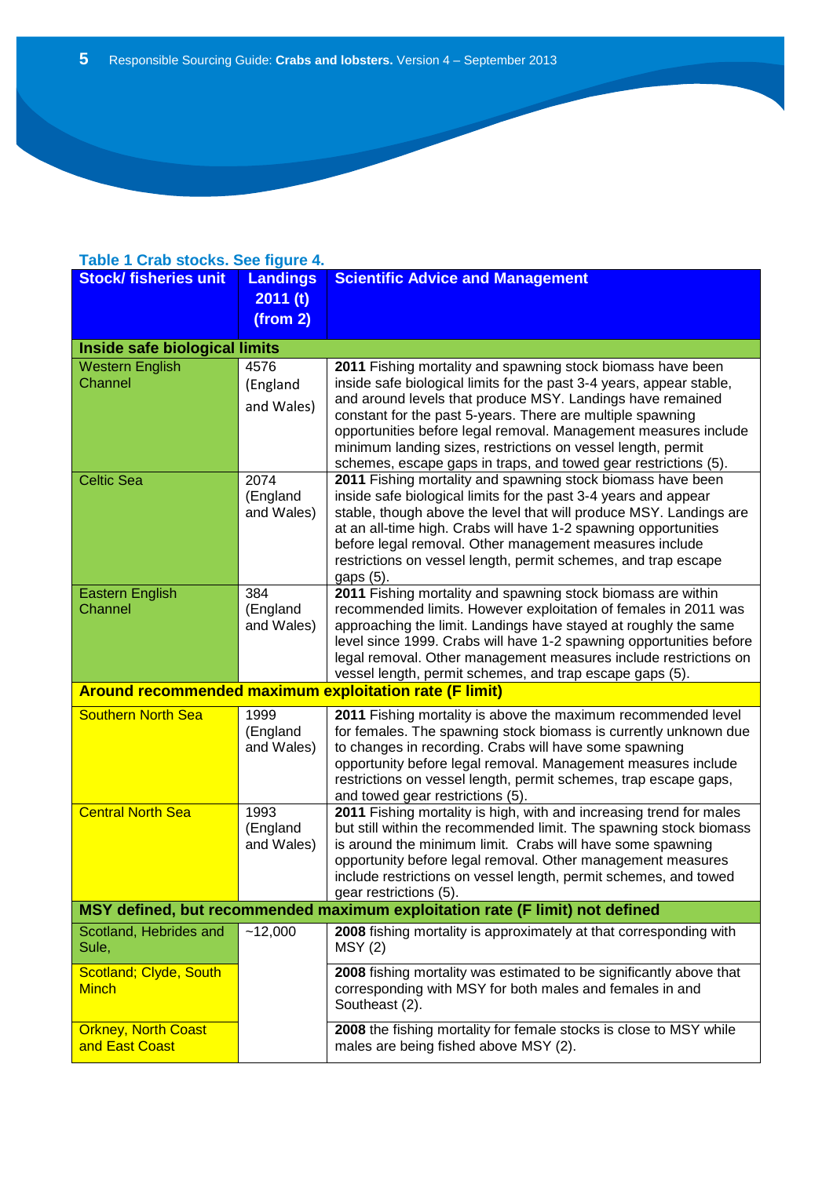**Table 1 Crab stocks. See figure 4.**

| Stock/ fisheries unit | Landings 2011 (t) (from 2) | Scientific Advice and Management |
|---|---|---|
| **Inside safe biological limits** | | |
| Western English Channel | 4576 (England and Wales) | **2011** Fishing mortality and spawning stock biomass have been inside safe biological limits for the past 3-4 years, appear stable, and around levels that produce MSY. Landings have remained constant for the past 5-years. There are multiple spawning opportunities before legal removal. Management measures include minimum landing sizes, restrictions on vessel length, permit schemes, escape gaps in traps, and towed gear restrictions (5). |
| Celtic Sea | 2074 (England and Wales) | **2011** Fishing mortality and spawning stock biomass have been inside safe biological limits for the past 3-4 years and appear stable, though above the level that will produce MSY. Landings are at an all-time high. Crabs will have 1-2 spawning opportunities before legal removal. Other management measures include restrictions on vessel length, permit schemes, and trap escape gaps (5). |
| Eastern English Channel | 384 (England and Wales) | **2011** Fishing mortality and spawning stock biomass are within recommended limits. However exploitation of females in 2011 was approaching the limit. Landings have stayed at roughly the same level since 1999. Crabs will have 1-2 spawning opportunities before legal removal. Other management measures include restrictions on vessel length, permit schemes, and trap escape gaps (5). |
| **Around recommended maximum exploitation rate (F limit)** | | |
| Southern North Sea | 1999 (England and Wales) | **2011** Fishing mortality is above the maximum recommended level for females. The spawning stock biomass is currently unknown due to changes in recording. Crabs will have some spawning opportunity before legal removal. Management measures include restrictions on vessel length, permit schemes, trap escape gaps, and towed gear restrictions (5). |
| Central North Sea | 1993 (England and Wales) | **2011** Fishing mortality is high, with and increasing trend for males but still within the recommended limit. The spawning stock biomass is around the minimum limit. Crabs will have some spawning opportunity before legal removal. Other management measures include restrictions on vessel length, permit schemes, and towed gear restrictions (5). |
| **MSY defined, but recommended maximum exploitation rate (F limit) not defined** | | |
| Scotland, Hebrides and Sule, | ~12,000 | **2008** fishing mortality is approximately at that corresponding with MSY (2) |
| Scotland; Clyde, South Minch | | **2008** fishing mortality was estimated to be significantly above that corresponding with MSY for both males and females in and Southeast (2). |
| Orkney, North Coast and East Coast | | **2008** the fishing mortality for female stocks is close to MSY while males are being fished above MSY (2). |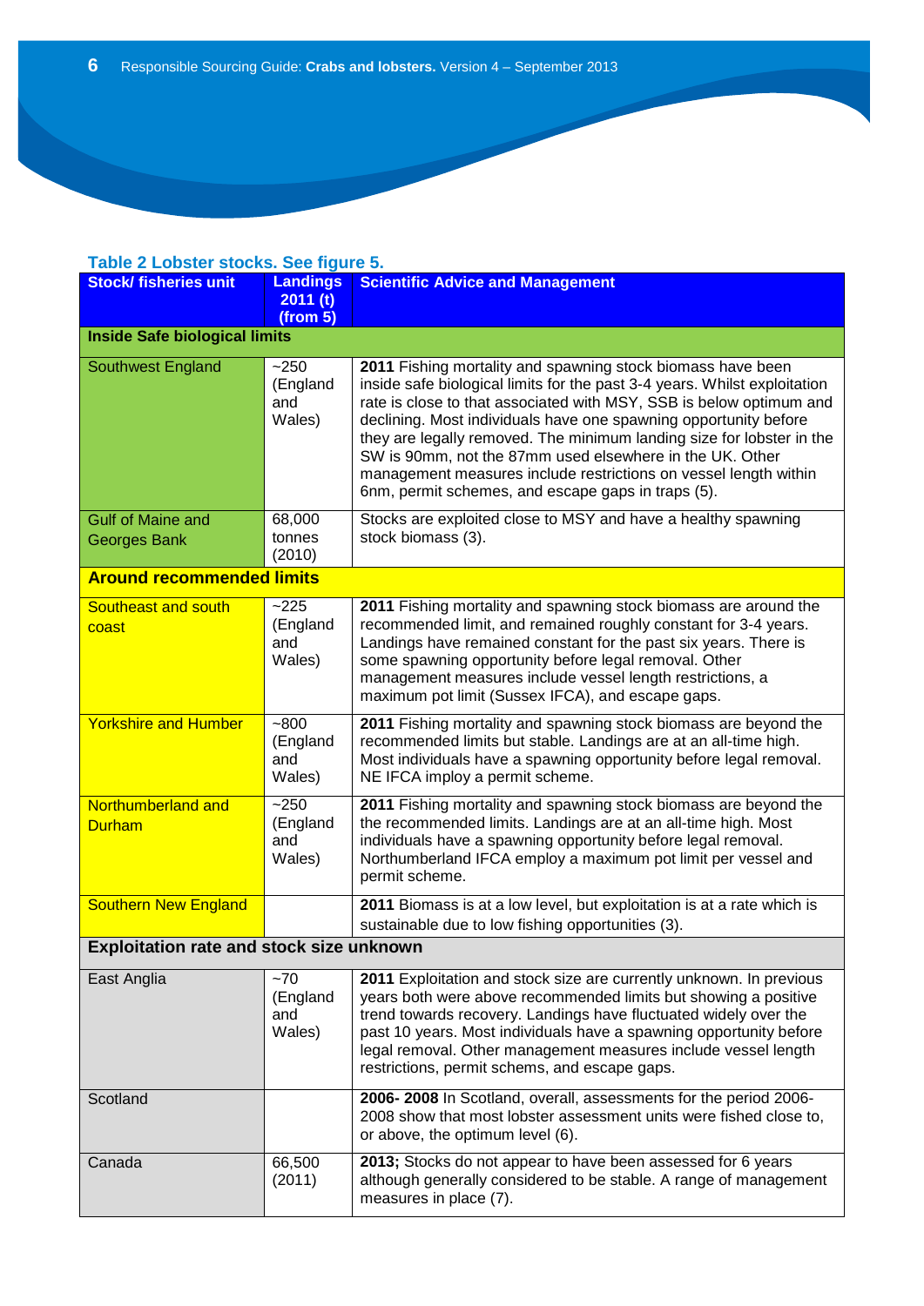**Table 2 Lobster stocks. See figure 5.**

| Stock/ fisheries unit | Landings 2011 (t) (from 5) | Scientific Advice and Management |
|---|---|---|
| **Inside Safe biological limits** | | |
| Southwest England | ~250 (England and Wales) | **2011** Fishing mortality and spawning stock biomass have been inside safe biological limits for the past 3-4 years. Whilst exploitation rate is close to that associated with MSY, SSB is below optimum and declining. Most individuals have one spawning opportunity before they are legally removed. The minimum landing size for lobster in the SW is 90mm, not the 87mm used elsewhere in the UK. Other management measures include restrictions on vessel length within 6nm, permit schemes, and escape gaps in traps (5). |
| Gulf of Maine and Georges Bank | 68,000 tonnes (2010) | Stocks are exploited close to MSY and have a healthy spawning stock biomass (3). |
| **Around recommended limits** | | |
| Southeast and south coast | ~225 (England and Wales) | **2011** Fishing mortality and spawning stock biomass are around the recommended limit, and remained roughly constant for 3-4 years. Landings have remained constant for the past six years. There is some spawning opportunity before legal removal. Other management measures include vessel length restrictions, a maximum pot limit (Sussex IFCA), and escape gaps. |
| Yorkshire and Humber | ~800 (England and Wales) | **2011** Fishing mortality and spawning stock biomass are beyond the recommended limits but stable. Landings are at an all-time high. Most individuals have a spawning opportunity before legal removal. NE IFCA imploy a permit scheme. |
| Northumberland and Durham | ~250 (England and Wales) | **2011** Fishing mortality and spawning stock biomass are beyond the the recommended limits. Landings are at an all-time high. Most individuals have a spawning opportunity before legal removal. Northumberland IFCA employ a maximum pot limit per vessel and permit scheme. |
| Southern New England | | **2011** Biomass is at a low level, but exploitation is at a rate which is sustainable due to low fishing opportunities (3). |
| **Exploitation rate and stock size unknown** | | |
| East Anglia | ~70 (England and Wales) | **2011** Exploitation and stock size are currently unknown. In previous years both were above recommended limits but showing a positive trend towards recovery. Landings have fluctuated widely over the past 10 years. Most individuals have a spawning opportunity before legal removal. Other management measures include vessel length restrictions, permit schems, and escape gaps. |
| Scotland | | **2006- 2008** In Scotland, overall, assessments for the period 2006-2008 show that most lobster assessment units were fished close to, or above, the optimum level (6). |
| Canada | 66,500 (2011) | **2013;** Stocks do not appear to have been assessed for 6 years although generally considered to be stable. A range of management measures in place (7). |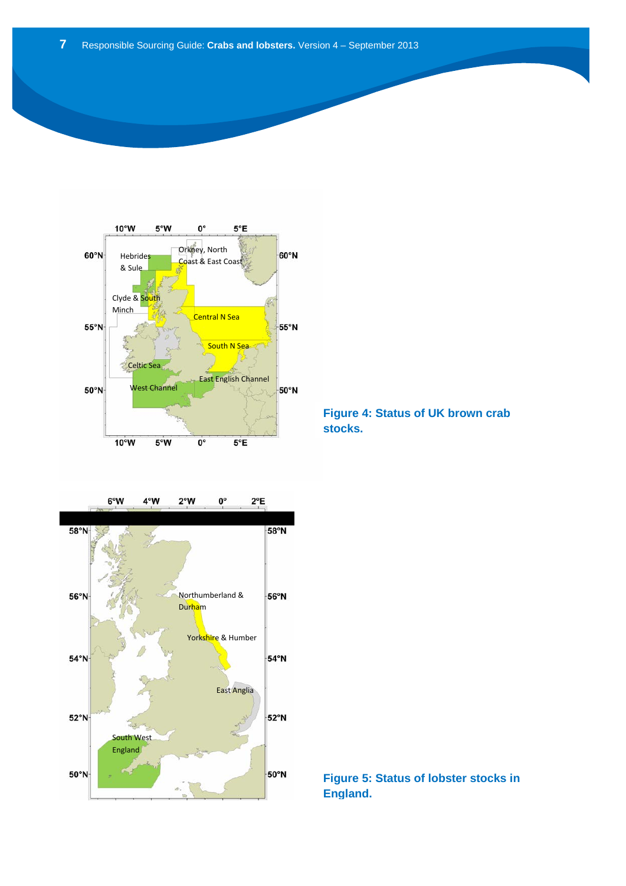Figure 4: Status of UK brown crab stocks.

Figure 5: Status of lobster stocks in England.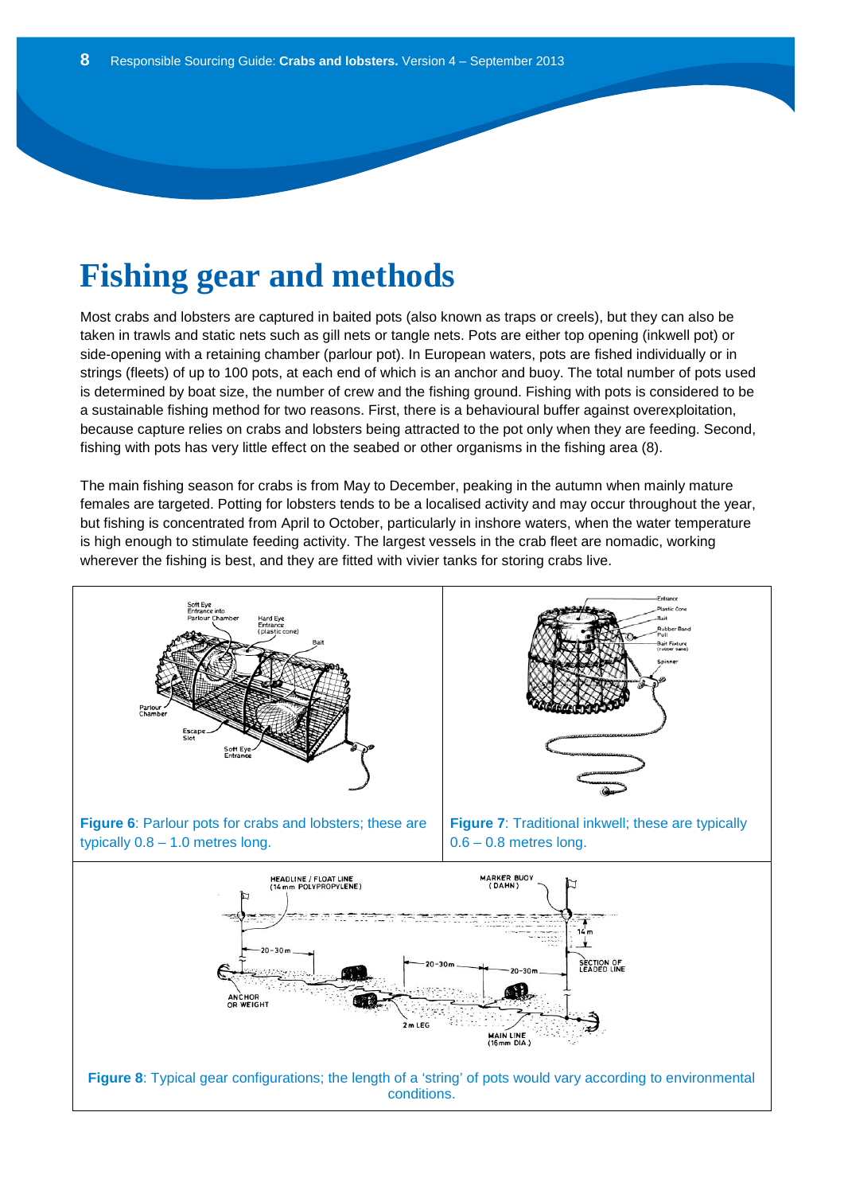# Fishing gear and methods

Most crabs and lobsters are captured in baited pots (also known as traps or creels), but they can also be taken in trawls and static nets such as gill nets or tangle nets. Pots are either top opening (inkwell pot) or side-opening with a retaining chamber (parlour pot). In European waters, pots are fished individually or in strings (fleets) of up to 100 pots, at each end of which is an anchor and buoy. The total number of pots used is determined by boat size, the number of crew and the fishing ground. Fishing with pots is considered to be a sustainable fishing method for two reasons. First, there is a behavioural buffer against overexploitation, because capture relies on crabs and lobsters being attracted to the pot only when they are feeding. Second, fishing with pots has very little effect on the seabed or other organisms in the fishing area (8).

The main fishing season for crabs is from May to December, peaking in the autumn when mainly mature females are targeted. Potting for lobsters tends to be a localised activity and may occur throughout the year, but fishing is concentrated from April to October, particularly in inshore waters, when the water temperature is high enough to stimulate feeding activity. The largest vessels in the crab fleet are nomadic, working wherever the fishing is best, and they are fitted with vivier tanks for storing crabs live.

**Figure 6**: Parlour pots for crabs and lobsters; these are typically 0.8 – 1.0 metres long.

**Figure 7**: Traditional inkwell; these are typically 0.6 – 0.8 metres long.

**Figure 8**: Typical gear configurations; the length of a 'string' of pots would vary according to environmental conditions.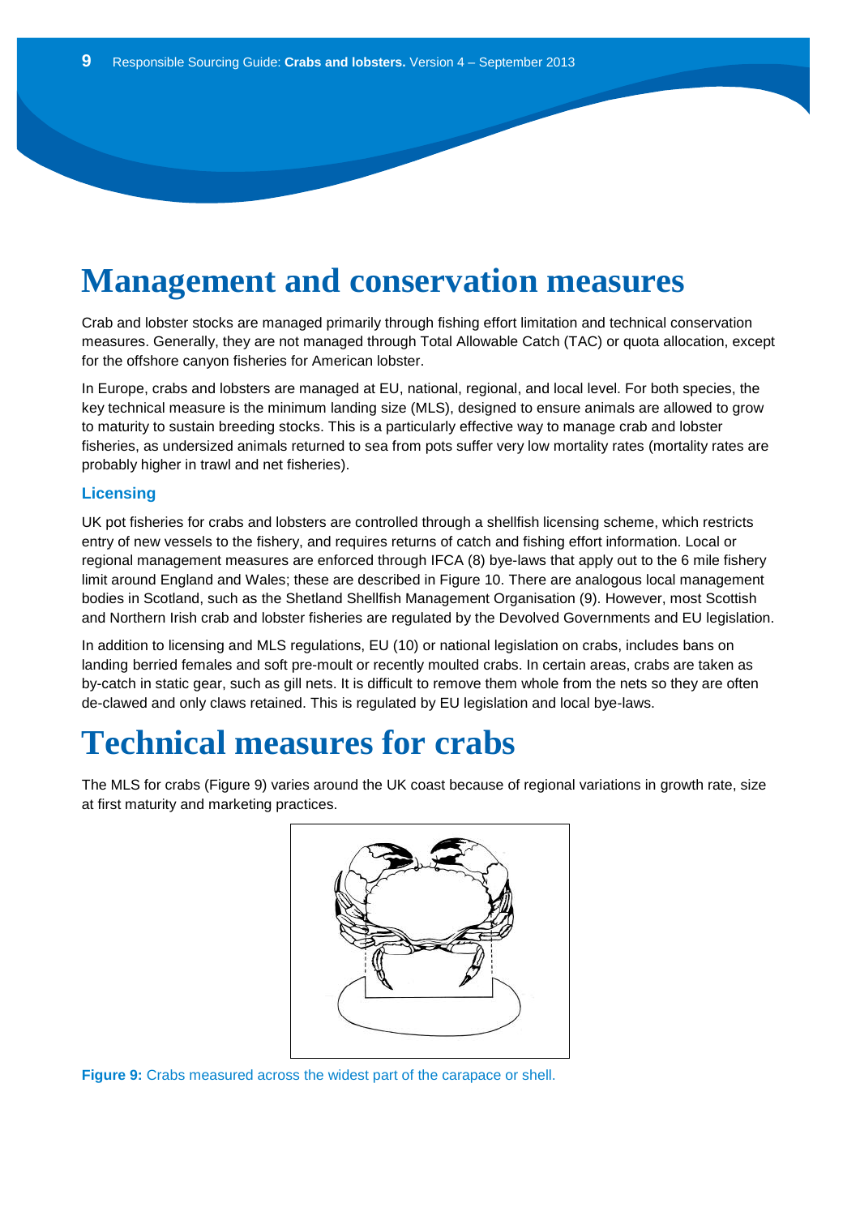# Management and conservation measures

Crab and lobster stocks are managed primarily through fishing effort limitation and technical conservation measures. Generally, they are not managed through Total Allowable Catch (TAC) or quota allocation, except for the offshore canyon fisheries for American lobster.

In Europe, crabs and lobsters are managed at EU, national, regional, and local level. For both species, the key technical measure is the minimum landing size (MLS), designed to ensure animals are allowed to grow to maturity to sustain breeding stocks. This is a particularly effective way to manage crab and lobster fisheries, as undersized animals returned to sea from pots suffer very low mortality rates (mortality rates are probably higher in trawl and net fisheries).

### Licensing

UK pot fisheries for crabs and lobsters are controlled through a shellfish licensing scheme, which restricts entry of new vessels to the fishery, and requires returns of catch and fishing effort information. Local or regional management measures are enforced through IFCA (8) bye-laws that apply out to the 6 mile fishery limit around England and Wales; these are described in Figure 10. There are analogous local management bodies in Scotland, such as the Shetland Shellfish Management Organisation (9). However, most Scottish and Northern Irish crab and lobster fisheries are regulated by the Devolved Governments and EU legislation.

In addition to licensing and MLS regulations, EU (10) or national legislation on crabs, includes bans on landing berried females and soft pre-moult or recently moulted crabs. In certain areas, crabs are taken as by-catch in static gear, such as gill nets. It is difficult to remove them whole from the nets so they are often de-clawed and only claws retained. This is regulated by EU legislation and local bye-laws.

# Technical measures for crabs

The MLS for crabs (Figure 9) varies around the UK coast because of regional variations in growth rate, size at first maturity and marketing practices.

**Figure 9:** Crabs measured across the widest part of the carapace or shell.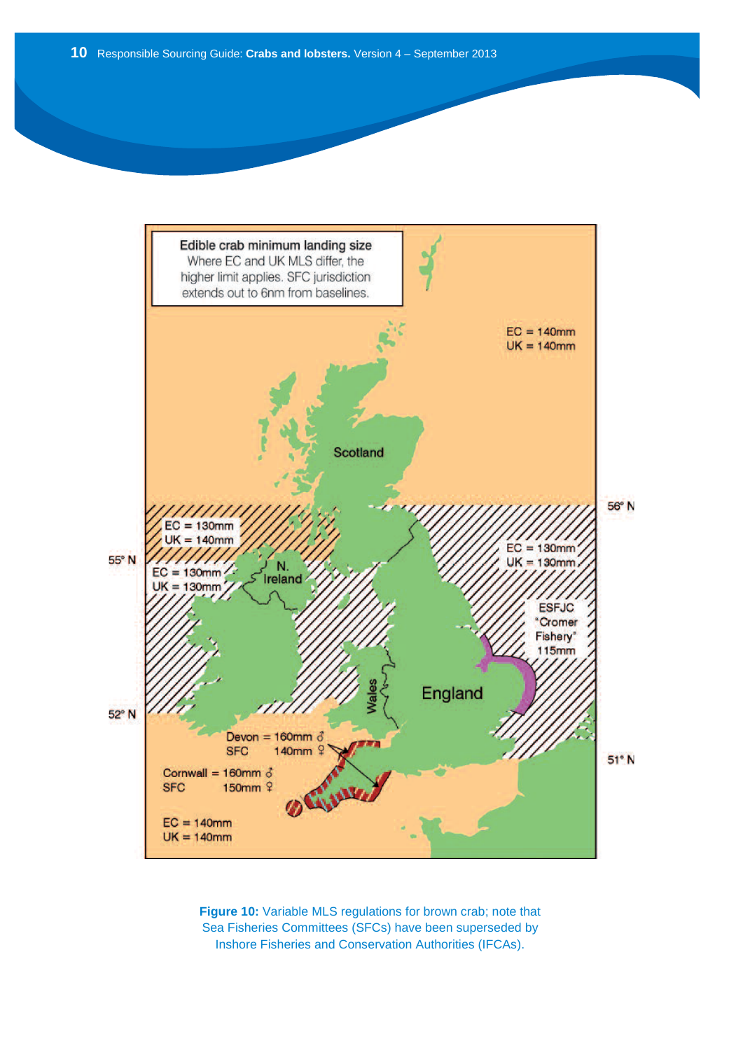**Edible crab minimum landing size**

Where EC and UK MLS differ, the higher limit applies. SFC jurisdiction extends out to 6nm from baselines.

**Figure 10:** Variable MLS regulations for brown crab; note that Sea Fisheries Committees (SFCs) have been superseded by Inshore Fisheries and Conservation Authorities (IFCAs).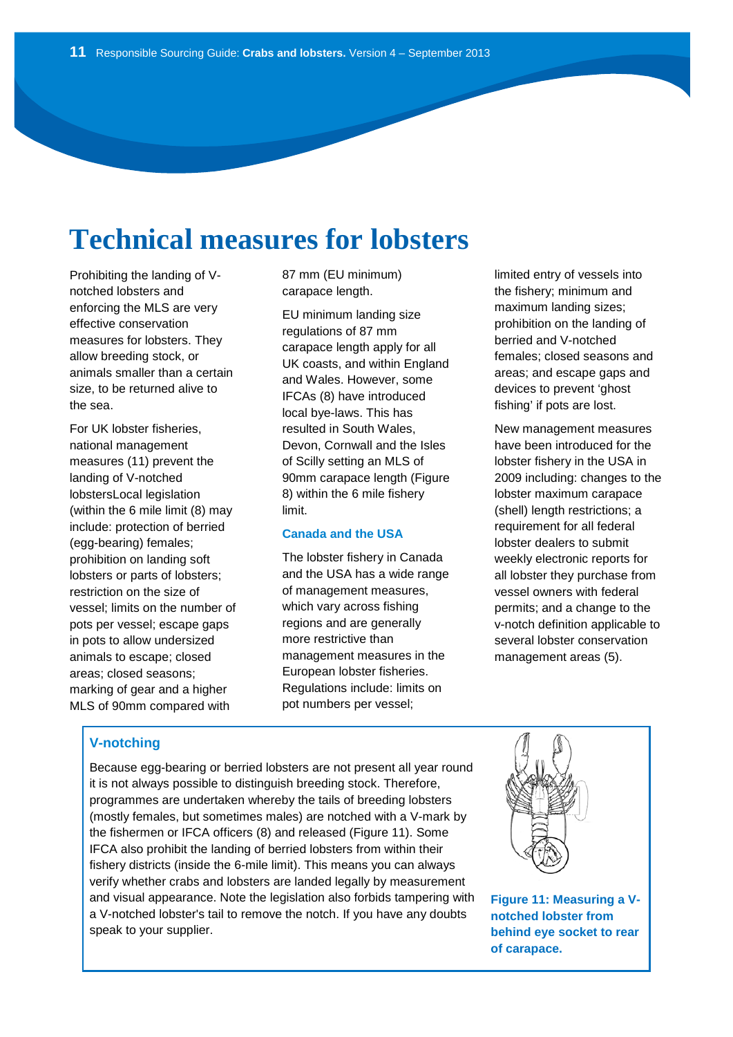# Technical measures for lobsters

Prohibiting the landing of V-notched lobsters and enforcing the MLS are very effective conservation measures for lobsters. They allow breeding stock, or animals smaller than a certain size, to be returned alive to the sea.

For UK lobster fisheries, national management measures (11) prevent the landing of V-notched lobstersLocal legislation (within the 6 mile limit (8) may include: protection of berried (egg-bearing) females; prohibition on landing soft lobsters or parts of lobsters; restriction on the size of vessel; limits on the number of pots per vessel; escape gaps in pots to allow undersized animals to escape; closed areas; closed seasons; marking of gear and a higher MLS of 90mm compared with 87 mm (EU minimum) carapace length.

EU minimum landing size regulations of 87 mm carapace length apply for all UK coasts, and within England and Wales. However, some IFCAs (8) have introduced local bye-laws. This has resulted in South Wales, Devon, Cornwall and the Isles of Scilly setting an MLS of 90mm carapace length (Figure 8) within the 6 mile fishery limit.

### Canada and the USA

The lobster fishery in Canada and the USA has a wide range of management measures, which vary across fishing regions and are generally more restrictive than management measures in the European lobster fisheries. Regulations include: limits on pot numbers per vessel; limited entry of vessels into the fishery; minimum and maximum landing sizes; prohibition on the landing of berried and V-notched females; closed seasons and areas; and escape gaps and devices to prevent 'ghost fishing' if pots are lost.

New management measures have been introduced for the lobster fishery in the USA in 2009 including: changes to the lobster maximum carapace (shell) length restrictions; a requirement for all federal lobster dealers to submit weekly electronic reports for all lobster they purchase from vessel owners with federal permits; and a change to the v-notch definition applicable to several lobster conservation management areas (5).

### V-notching

Because egg-bearing or berried lobsters are not present all year round it is not always possible to distinguish breeding stock. Therefore, programmes are undertaken whereby the tails of breeding lobsters (mostly females, but sometimes males) are notched with a V-mark by the fishermen or IFCA officers (8) and released (Figure 11). Some IFCA also prohibit the landing of berried lobsters from within their fishery districts (inside the 6-mile limit). This means you can always verify whether crabs and lobsters are landed legally by measurement and visual appearance. Note the legislation also forbids tampering with a V-notched lobster's tail to remove the notch. If you have any doubts speak to your supplier.

**Figure 11: Measuring a V-notched lobster from behind eye socket to rear of carapace.**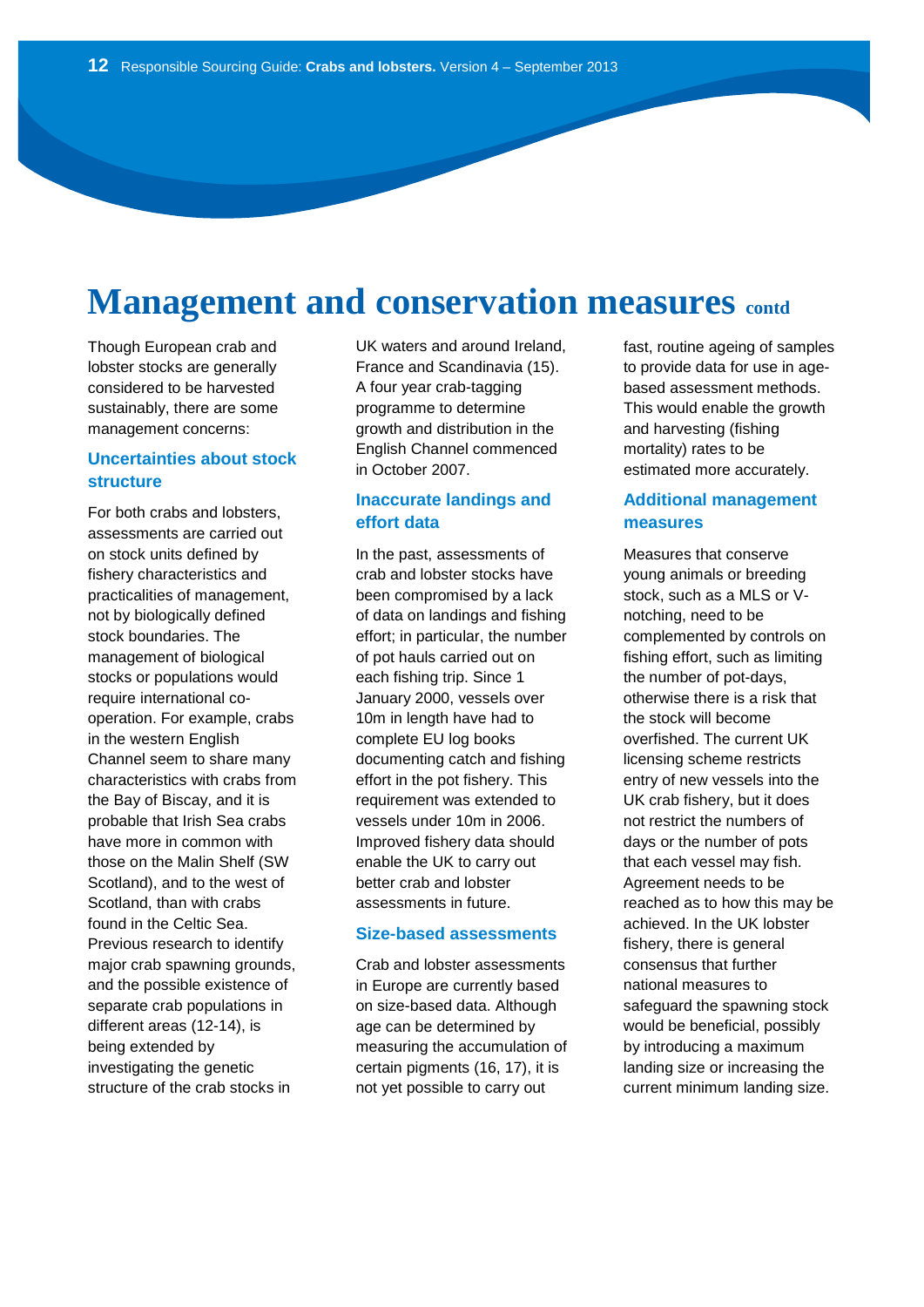# Management and conservation measures contd

Though European crab and lobster stocks are generally considered to be harvested sustainably, there are some management concerns:

## Uncertainties about stock structure

For both crabs and lobsters, assessments are carried out on stock units defined by fishery characteristics and practicalities of management, not by biologically defined stock boundaries. The management of biological stocks or populations would require international co-operation. For example, crabs in the western English Channel seem to share many characteristics with crabs from the Bay of Biscay, and it is probable that Irish Sea crabs have more in common with those on the Malin Shelf (SW Scotland), and to the west of Scotland, than with crabs found in the Celtic Sea. Previous research to identify major crab spawning grounds, and the possible existence of separate crab populations in different areas (12-14), is being extended by investigating the genetic structure of the crab stocks in UK waters and around Ireland, France and Scandinavia (15). A four year crab-tagging programme to determine growth and distribution in the English Channel commenced in October 2007.

## Inaccurate landings and effort data

In the past, assessments of crab and lobster stocks have been compromised by a lack of data on landings and fishing effort; in particular, the number of pot hauls carried out on each fishing trip. Since 1 January 2000, vessels over 10m in length have had to complete EU log books documenting catch and fishing effort in the pot fishery. This requirement was extended to vessels under 10m in 2006. Improved fishery data should enable the UK to carry out better crab and lobster assessments in future.

## Size-based assessments

Crab and lobster assessments in Europe are currently based on size-based data. Although age can be determined by measuring the accumulation of certain pigments (16, 17), it is not yet possible to carry out fast, routine ageing of samples to provide data for use in age-based assessment methods. This would enable the growth and harvesting (fishing mortality) rates to be estimated more accurately.

## Additional management measures

Measures that conserve young animals or breeding stock, such as a MLS or V-notching, need to be complemented by controls on fishing effort, such as limiting the number of pot-days, otherwise there is a risk that the stock will become overfished. The current UK licensing scheme restricts entry of new vessels into the UK crab fishery, but it does not restrict the numbers of days or the number of pots that each vessel may fish. Agreement needs to be reached as to how this may be achieved. In the UK lobster fishery, there is general consensus that further national measures to safeguard the spawning stock would be beneficial, possibly by introducing a maximum landing size or increasing the current minimum landing size.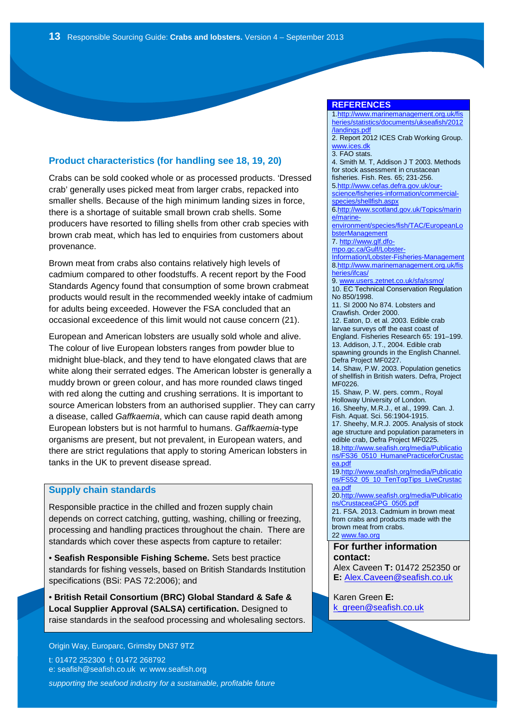## Product characteristics (for handling see 18, 19, 20)

Crabs can be sold cooked whole or as processed products. 'Dressed crab' generally uses picked meat from larger crabs, repacked into smaller shells. Because of the high minimum landing sizes in force, there is a shortage of suitable small brown crab shells. Some producers have resorted to filling shells from other crab species with brown crab meat, which has led to enquiries from customers about provenance.

Brown meat from crabs also contains relatively high levels of cadmium compared to other foodstuffs. A recent report by the Food Standards Agency found that consumption of some brown crabmeat products would result in the recommended weekly intake of cadmium for adults being exceeded. However the FSA concluded that an occasional exceedence of this limit would not cause concern (21).

European and American lobsters are usually sold whole and alive. The colour of live European lobsters ranges from powder blue to midnight blue-black, and they tend to have elongated claws that are white along their serrated edges. The American lobster is generally a muddy brown or green colour, and has more rounded claws tinged with red along the cutting and crushing serrations. It is important to source American lobsters from an authorised supplier. They can carry a disease, called *Gaffkaemia*, which can cause rapid death among European lobsters but is not harmful to humans. *Gaffkaemia*-type organisms are present, but not prevalent, in European waters, and there are strict regulations that apply to storing American lobsters in tanks in the UK to prevent disease spread.

## Supply chain standards

Responsible practice in the chilled and frozen supply chain depends on correct catching, gutting, washing, chilling or freezing, processing and handling practices throughout the chain. There are standards which cover these aspects from capture to retailer:

- **Seafish Responsible Fishing Scheme.** Sets best practice standards for fishing vessels, based on British Standards Institution specifications (BSi: PAS 72:2006); and
- **British Retail Consortium (BRC) Global Standard & Safe & Local Supplier Approval (SALSA) certification.** Designed to raise standards in the seafood processing and wholesaling sectors.

## REFERENCES

1. http://www.marinemanagement.org.uk/fisheries/statistics/documents/ukseafish/2012/landings.pdf
2. Report 2012 ICES Crab Working Group. www.ices.dk
3. FAO stats.
4. Smith M. T, Addison J T 2003. Methods for stock assessment in crustacean fisheries. Fish. Res. 65; 231-256.
5. http://www.cefas.defra.gov.uk/our-science/fisheries-information/commercial-species/shellfish.aspx
6. http://www.scotland.gov.uk/Topics/marine/marine-environment/species/fish/TAC/EuropeanLobsterManagement
7. http://www.glf.dfo-mpo.gc.ca/Gulf/Lobster-Information/Lobster-Fisheries-Management
8. http://www.marinemanagement.org.uk/fisheries/ifcas/
9. www.users.zetnet.co.uk/sfa/ssmo/
10. EC Technical Conservation Regulation No 850/1998.
11. SI 2000 No 874. Lobsters and Crawfish. Order 2000.
12. Eaton, D. et al. 2003. Edible crab larvae surveys off the east coast of England. Fisheries Research 65: 191–199.
13. Addison, J.T., 2004. Edible crab spawning grounds in the English Channel. Defra Project MF0227.
14. Shaw, P.W. 2003. Population genetics of shellfish in British waters. Defra, Project MF0226.
15. Shaw, P. W. pers. comm., Royal Holloway University of London.
16. Sheehy, M.R.J., et al., 1999. Can. J. Fish. Aquat. Sci. 56:1904-1915.
17. Sheehy, M.R.J. 2005. Analysis of stock age structure and population parameters in edible crab, Defra Project MF0225.
18. http://www.seafish.org/media/Publications/FS36_0510_HumanePracticeforCrustacea.pdf
19. http://www.seafish.org/media/Publications/FS52_05_10_TenTopTips_LiveCrustacea.pdf
20. http://www.seafish.org/media/Publications/CrustaceaGPG_0505.pdf
21. FSA. 2013. Cadmium in brown meat from crabs and products made with the brown meat from crabs.
22. www.fao.org

**For further information contact:**

Alex Caveen **T:** 01472 252350 or **E:** Alex.Caveen@seafish.co.uk

Karen Green **E:** k_green@seafish.co.uk

Origin Way, Europarc, Grimsby DN37 9TZ

t: 01472 252300 f: 01472 268792

e: seafish@seafish.co.uk w: www.seafish.org

*supporting the seafood industry for a sustainable, profitable future*